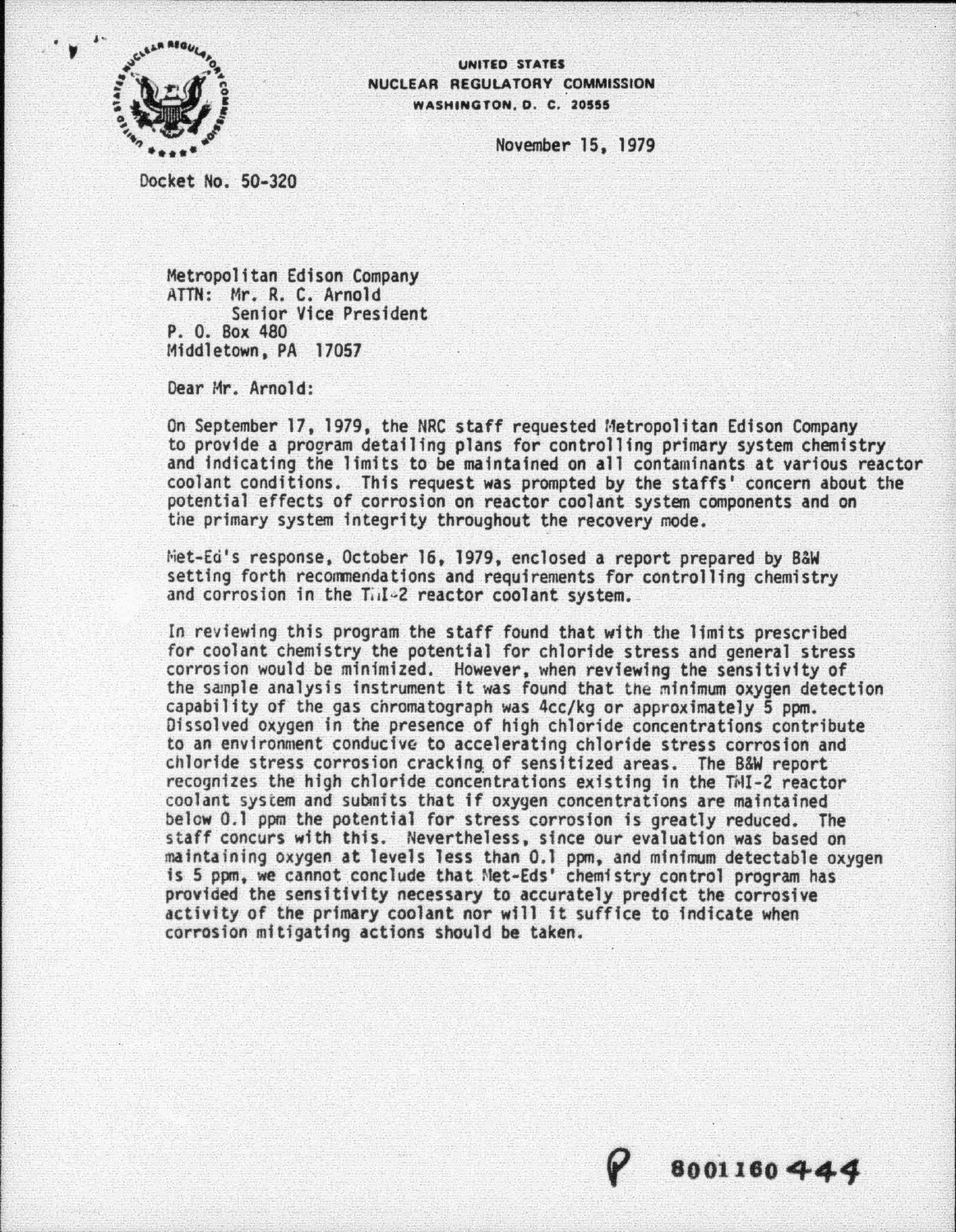UNITED STATES
NUCLEAR REGULATORY COMMISSION
WASHINGTON, D. C. 20555

November 15, 1979

Docket No. 50-320

Metropolitan Edison Company
ATTN: Mr. R. C. Arnold
Senior Vice President
P. O. Box 480
Middletown, PA 17057

Dear Mr. Arnold:

On September 17, 1979, the NRC staff requested Metropolitan Edison Company to provide a program detailing plans for controlling primary system chemistry and indicating the limits to be maintained on all contaminants at various reactor coolant conditions. This request was prompted by the staffs' concern about the potential effects of corrosion on reactor coolant system components and on the primary system integrity throughout the recovery mode.

Met-Ed's response, October 16, 1979, enclosed a report prepared by B&W setting forth recommendations and requirements for controlling chemistry and corrosion in the TMI-2 reactor coolant system.

In reviewing this program the staff found that with the limits prescribed for coolant chemistry the potential for chloride stress and general stress corrosion would be minimized. However, when reviewing the sensitivity of the sample analysis instrument it was found that the minimum oxygen detection capability of the gas chromatograph was 4cc/kg or approximately 5 ppm. Dissolved oxygen in the presence of high chloride concentrations contribute to an environment conducive to accelerating chloride stress corrosion and chloride stress corrosion cracking of sensitized areas. The B&W report recognizes the high chloride concentrations existing in the TMI-2 reactor coolant system and submits that if oxygen concentrations are maintained below 0.1 ppm the potential for stress corrosion is greatly reduced. The staff concurs with this. Nevertheless, since our evaluation was based on maintaining oxygen at levels less than 0.1 ppm, and minimum detectable oxygen is 5 ppm, we cannot conclude that Met-Eds' chemistry control program has provided the sensitivity necessary to accurately predict the corrosive activity of the primary coolant nor will it suffice to indicate when corrosion mitigating actions should be taken.

P 8001160444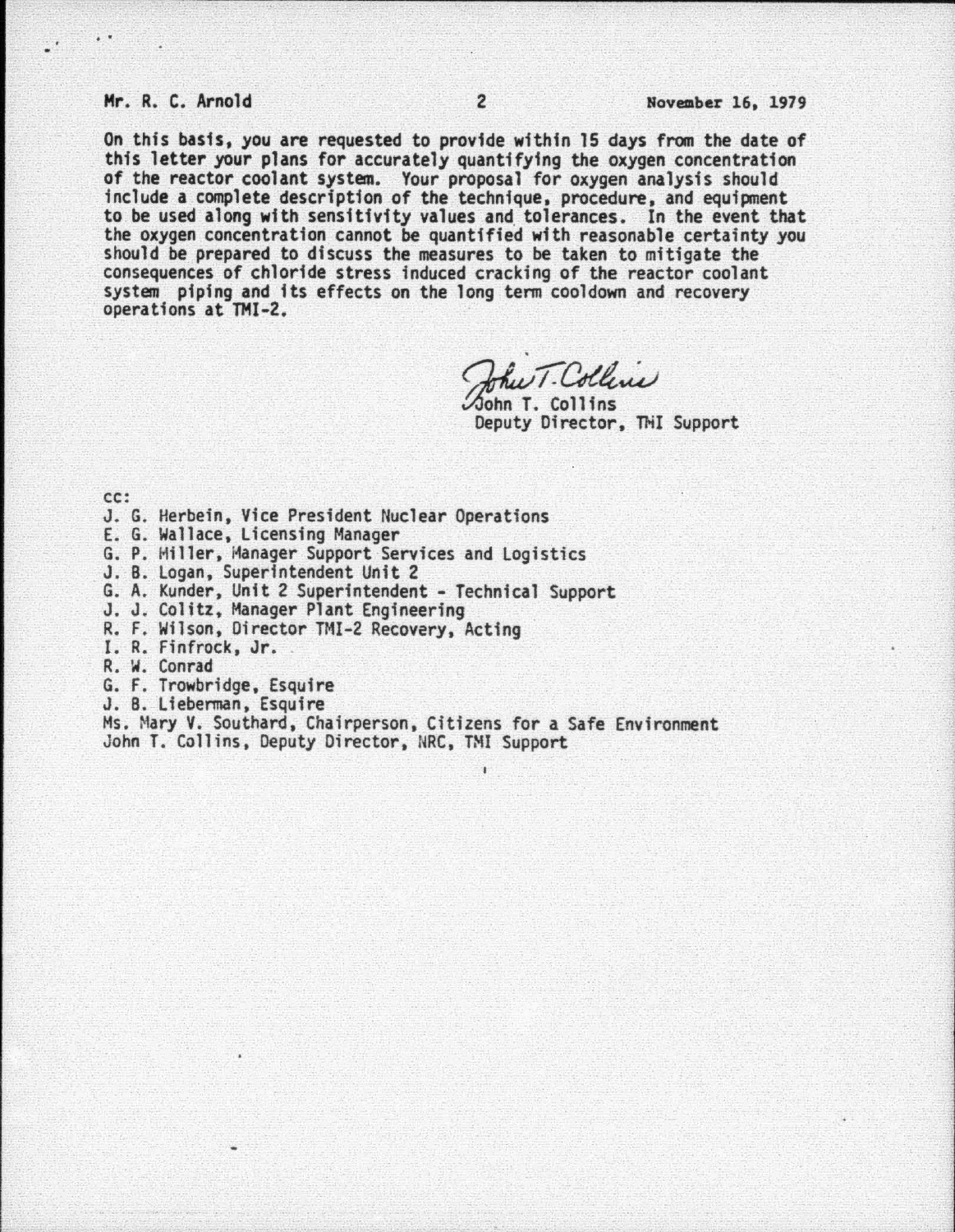On this basis, you are requested to provide within 15 days from the date of this letter your plans for accurately quantifying the oxygen concentration of the reactor coolant system. Your proposal for oxygen analysis should include a complete description of the technique, procedure, and equipment to be used along with sensitivity values and tolerances. In the event that the oxygen concentration cannot be quantified with reasonable certainty you should be prepared to discuss the measures to be taken to mitigate the consequences of chloride stress induced cracking of the reactor coolant system piping and its effects on the long term cooldown and recovery operations at TMI-2.

John T. Collins
Deputy Director, TMI Support

cc:
J. G. Herbein, Vice President Nuclear Operations
E. G. Wallace, Licensing Manager
G. P. Miller, Manager Support Services and Logistics
J. B. Logan, Superintendent Unit 2
G. A. Kunder, Unit 2 Superintendent - Technical Support
J. J. Colitz, Manager Plant Engineering
R. F. Wilson, Director TMI-2 Recovery, Acting
I. R. Finfrock, Jr.
R. W. Conrad
G. F. Trowbridge, Esquire
J. B. Lieberman, Esquire
Ms. Mary V. Southard, Chairperson, Citizens for a Safe Environment
John T. Collins, Deputy Director, NRC, TMI Support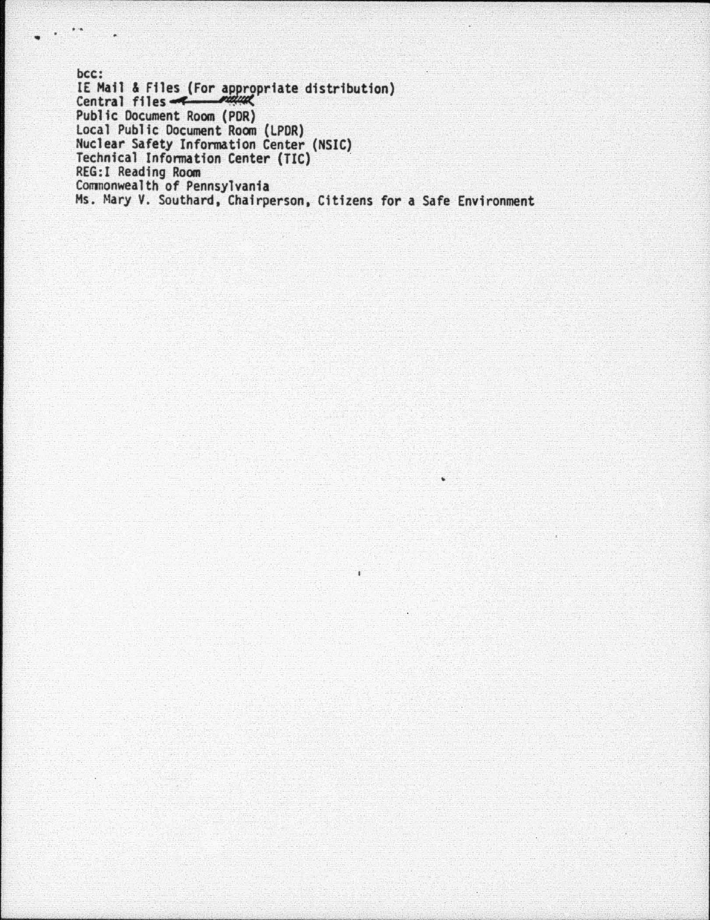bcc:
IE Mail & Files (For appropriate distribution)
Central files
Public Document Room (PDR)
Local Public Document Room (LPDR)
Nuclear Safety Information Center (NSIC)
Technical Information Center (TIC)
REG:I Reading Room
Commonwealth of Pennsylvania
Ms. Mary V. Southard, Chairperson, Citizens for a Safe Environment